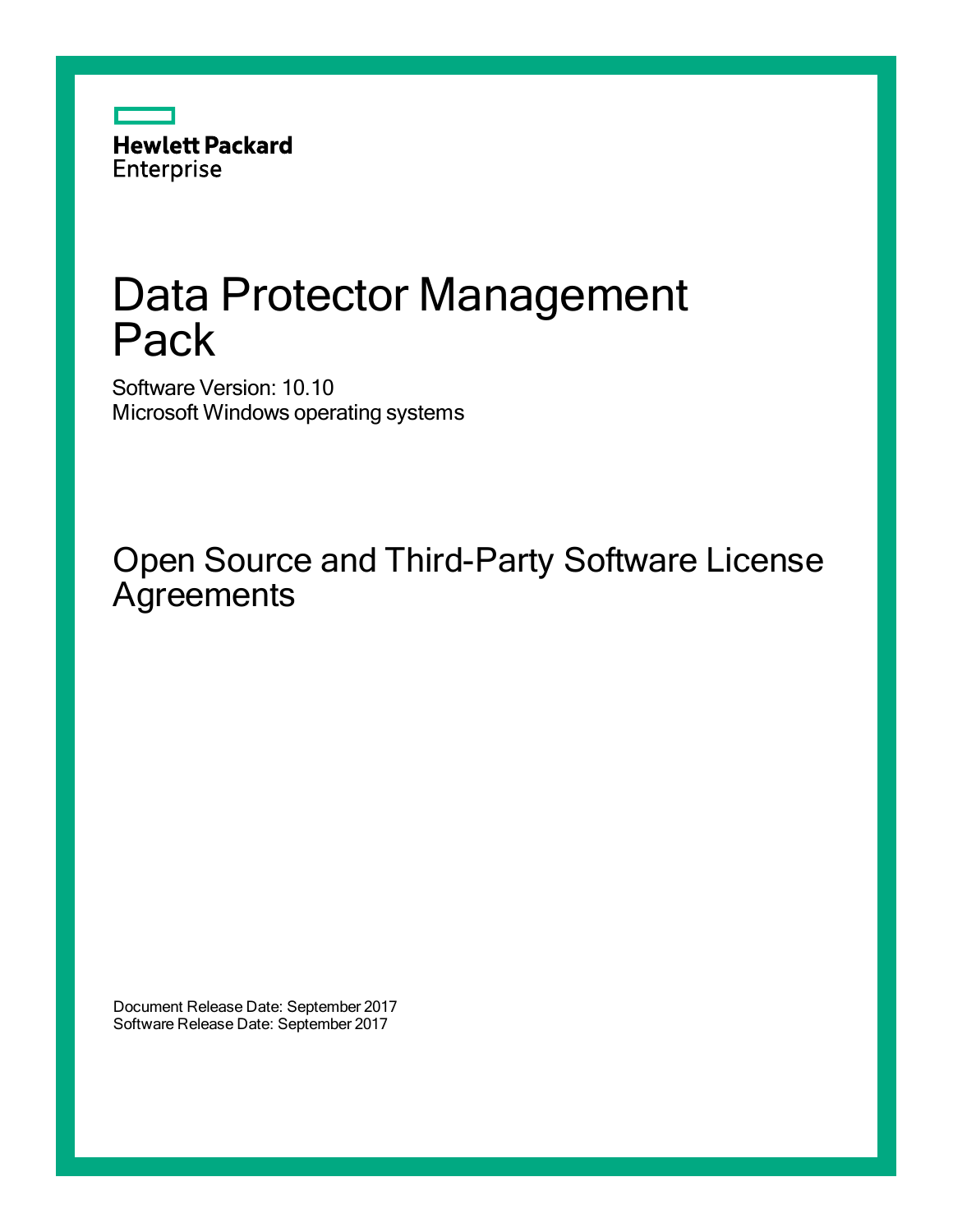Hewlett Packard Enterprise

# Data Protector Management Pack

Software Version: 10.10
Microsoft Windows operating systems

## Open Source and Third-Party Software License Agreements

Document Release Date: September 2017
Software Release Date: September 2017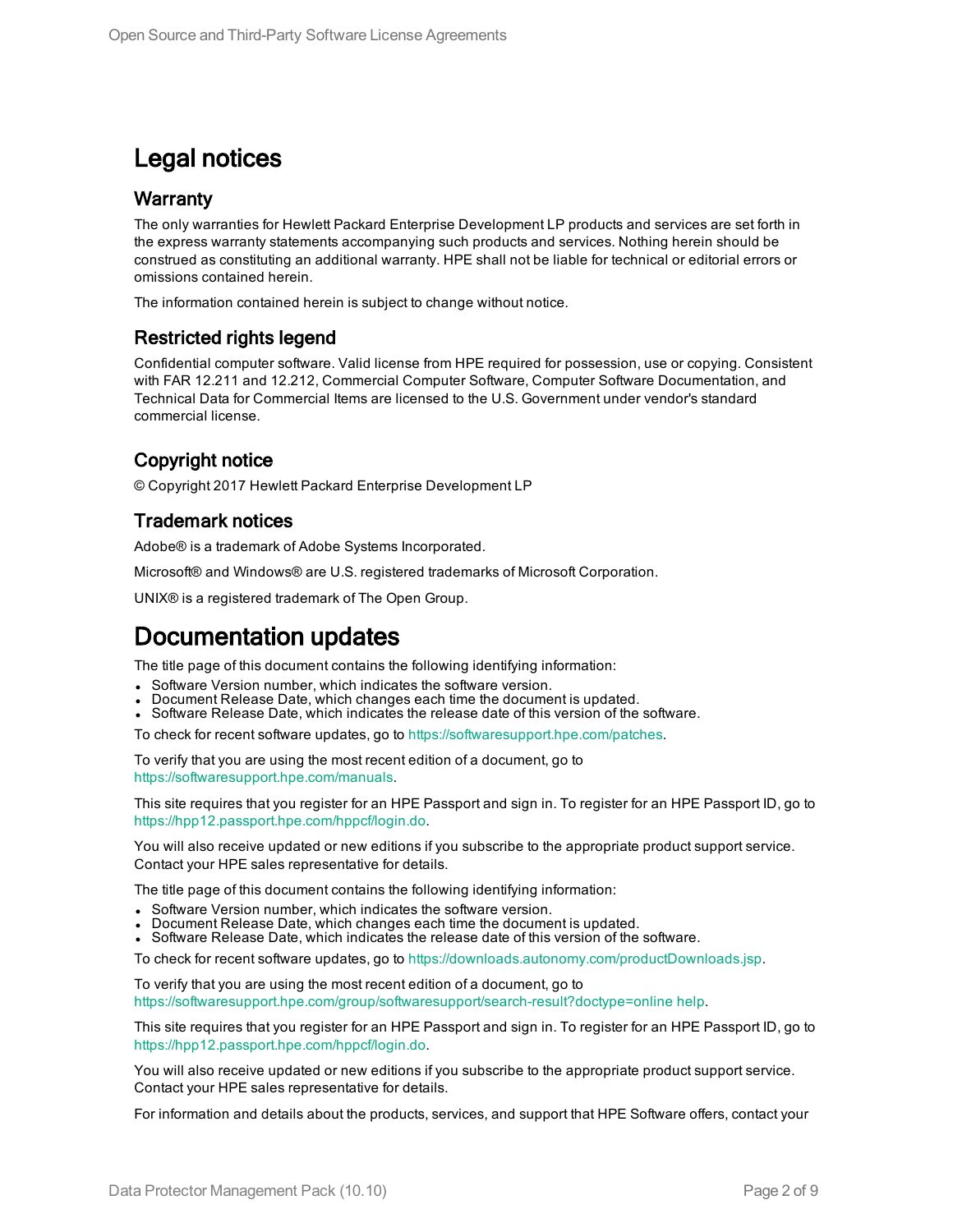# Legal notices

## Warranty

The only warranties for Hewlett Packard Enterprise Development LP products and services are set forth in the express warranty statements accompanying such products and services. Nothing herein should be construed as constituting an additional warranty. HPE shall not be liable for technical or editorial errors or omissions contained herein.

The information contained herein is subject to change without notice.

## Restricted rights legend

Confidential computer software. Valid license from HPE required for possession, use or copying. Consistent with FAR 12.211 and 12.212, Commercial Computer Software, Computer Software Documentation, and Technical Data for Commercial Items are licensed to the U.S. Government under vendor's standard commercial license.

## Copyright notice

© Copyright 2017 Hewlett Packard Enterprise Development LP

## Trademark notices

Adobe® is a trademark of Adobe Systems Incorporated.

Microsoft® and Windows® are U.S. registered trademarks of Microsoft Corporation.

UNIX® is a registered trademark of The Open Group.

# Documentation updates

The title page of this document contains the following identifying information:

- Software Version number, which indicates the software version.
- Document Release Date, which changes each time the document is updated.
- Software Release Date, which indicates the release date of this version of the software.

To check for recent software updates, go to https://softwaresupport.hpe.com/patches.

To verify that you are using the most recent edition of a document, go to https://softwaresupport.hpe.com/manuals.

This site requires that you register for an HPE Passport and sign in. To register for an HPE Passport ID, go to https://hpp12.passport.hpe.com/hppcf/login.do.

You will also receive updated or new editions if you subscribe to the appropriate product support service. Contact your HPE sales representative for details.

The title page of this document contains the following identifying information:

- Software Version number, which indicates the software version.
- Document Release Date, which changes each time the document is updated.
- Software Release Date, which indicates the release date of this version of the software.

To check for recent software updates, go to https://downloads.autonomy.com/productDownloads.jsp.

To verify that you are using the most recent edition of a document, go to https://softwaresupport.hpe.com/group/softwaresupport/search-result?doctype=online help.

This site requires that you register for an HPE Passport and sign in. To register for an HPE Passport ID, go to https://hpp12.passport.hpe.com/hppcf/login.do.

You will also receive updated or new editions if you subscribe to the appropriate product support service. Contact your HPE sales representative for details.

For information and details about the products, services, and support that HPE Software offers, contact your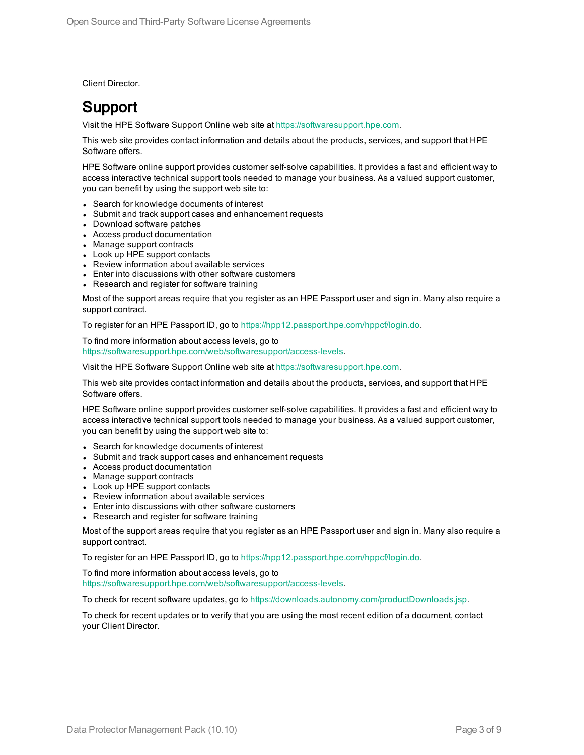Client Director.

# Support

Visit the HPE Software Support Online web site at https://softwaresupport.hpe.com.

This web site provides contact information and details about the products, services, and support that HPE Software offers.

HPE Software online support provides customer self-solve capabilities. It provides a fast and efficient way to access interactive technical support tools needed to manage your business. As a valued support customer, you can benefit by using the support web site to:

- Search for knowledge documents of interest
- Submit and track support cases and enhancement requests
- Download software patches
- Access product documentation
- Manage support contracts
- Look up HPE support contacts
- Review information about available services
- Enter into discussions with other software customers
- Research and register for software training

Most of the support areas require that you register as an HPE Passport user and sign in. Many also require a support contract.

To register for an HPE Passport ID, go to https://hpp12.passport.hpe.com/hppcf/login.do.

To find more information about access levels, go to https://softwaresupport.hpe.com/web/softwaresupport/access-levels.

Visit the HPE Software Support Online web site at https://softwaresupport.hpe.com.

This web site provides contact information and details about the products, services, and support that HPE Software offers.

HPE Software online support provides customer self-solve capabilities. It provides a fast and efficient way to access interactive technical support tools needed to manage your business. As a valued support customer, you can benefit by using the support web site to:

- Search for knowledge documents of interest
- Submit and track support cases and enhancement requests
- Access product documentation
- Manage support contracts
- Look up HPE support contacts
- Review information about available services
- Enter into discussions with other software customers
- Research and register for software training

Most of the support areas require that you register as an HPE Passport user and sign in. Many also require a support contract.

To register for an HPE Passport ID, go to https://hpp12.passport.hpe.com/hppcf/login.do.

To find more information about access levels, go to https://softwaresupport.hpe.com/web/softwaresupport/access-levels.

To check for recent software updates, go to https://downloads.autonomy.com/productDownloads.jsp.

To check for recent updates or to verify that you are using the most recent edition of a document, contact your Client Director.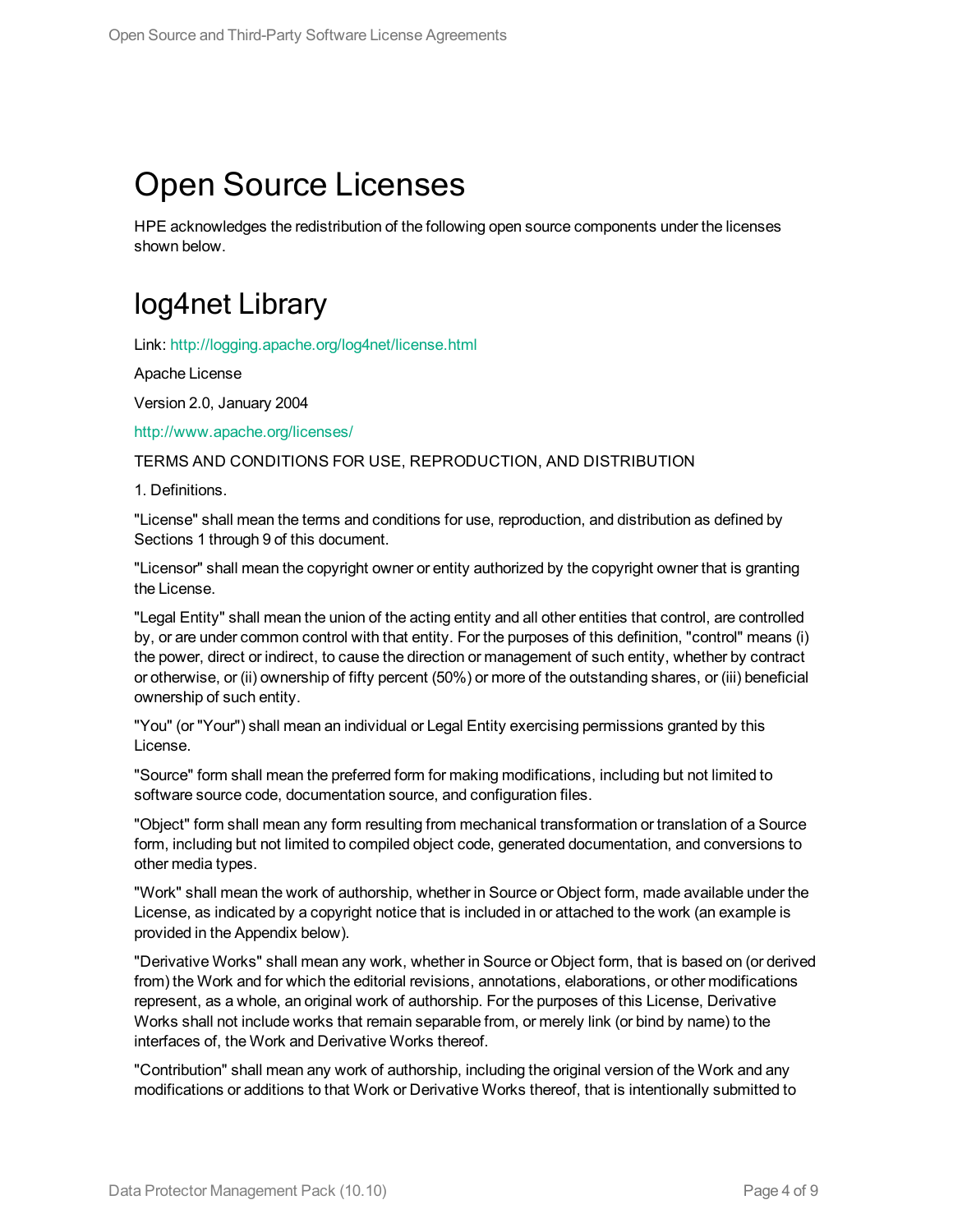# Open Source Licenses

HPE acknowledges the redistribution of the following open source components under the licenses shown below.

## log4net Library

Link: http://logging.apache.org/log4net/license.html

Apache License

Version 2.0, January 2004

http://www.apache.org/licenses/

TERMS AND CONDITIONS FOR USE, REPRODUCTION, AND DISTRIBUTION

1. Definitions.

"License" shall mean the terms and conditions for use, reproduction, and distribution as defined by Sections 1 through 9 of this document.

"Licensor" shall mean the copyright owner or entity authorized by the copyright owner that is granting the License.

"Legal Entity" shall mean the union of the acting entity and all other entities that control, are controlled by, or are under common control with that entity. For the purposes of this definition, "control" means (i) the power, direct or indirect, to cause the direction or management of such entity, whether by contract or otherwise, or (ii) ownership of fifty percent (50%) or more of the outstanding shares, or (iii) beneficial ownership of such entity.

"You" (or "Your") shall mean an individual or Legal Entity exercising permissions granted by this License.

"Source" form shall mean the preferred form for making modifications, including but not limited to software source code, documentation source, and configuration files.

"Object" form shall mean any form resulting from mechanical transformation or translation of a Source form, including but not limited to compiled object code, generated documentation, and conversions to other media types.

"Work" shall mean the work of authorship, whether in Source or Object form, made available under the License, as indicated by a copyright notice that is included in or attached to the work (an example is provided in the Appendix below).

"Derivative Works" shall mean any work, whether in Source or Object form, that is based on (or derived from) the Work and for which the editorial revisions, annotations, elaborations, or other modifications represent, as a whole, an original work of authorship. For the purposes of this License, Derivative Works shall not include works that remain separable from, or merely link (or bind by name) to the interfaces of, the Work and Derivative Works thereof.

"Contribution" shall mean any work of authorship, including the original version of the Work and any modifications or additions to that Work or Derivative Works thereof, that is intentionally submitted to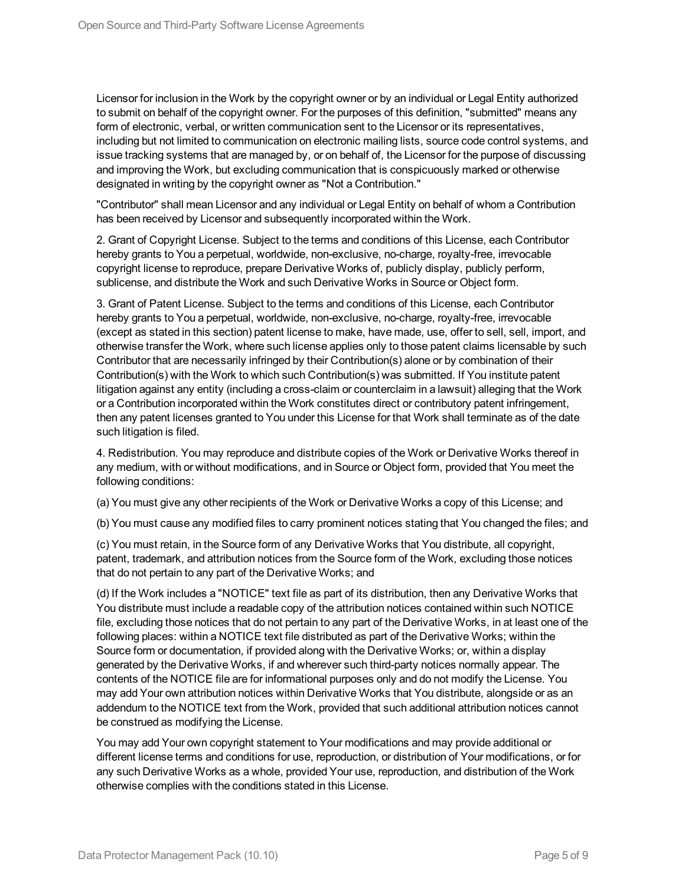Licensor for inclusion in the Work by the copyright owner or by an individual or Legal Entity authorized to submit on behalf of the copyright owner. For the purposes of this definition, "submitted" means any form of electronic, verbal, or written communication sent to the Licensor or its representatives, including but not limited to communication on electronic mailing lists, source code control systems, and issue tracking systems that are managed by, or on behalf of, the Licensor for the purpose of discussing and improving the Work, but excluding communication that is conspicuously marked or otherwise designated in writing by the copyright owner as "Not a Contribution."

"Contributor" shall mean Licensor and any individual or Legal Entity on behalf of whom a Contribution has been received by Licensor and subsequently incorporated within the Work.

2. Grant of Copyright License. Subject to the terms and conditions of this License, each Contributor hereby grants to You a perpetual, worldwide, non-exclusive, no-charge, royalty-free, irrevocable copyright license to reproduce, prepare Derivative Works of, publicly display, publicly perform, sublicense, and distribute the Work and such Derivative Works in Source or Object form.

3. Grant of Patent License. Subject to the terms and conditions of this License, each Contributor hereby grants to You a perpetual, worldwide, non-exclusive, no-charge, royalty-free, irrevocable (except as stated in this section) patent license to make, have made, use, offer to sell, sell, import, and otherwise transfer the Work, where such license applies only to those patent claims licensable by such Contributor that are necessarily infringed by their Contribution(s) alone or by combination of their Contribution(s) with the Work to which such Contribution(s) was submitted. If You institute patent litigation against any entity (including a cross-claim or counterclaim in a lawsuit) alleging that the Work or a Contribution incorporated within the Work constitutes direct or contributory patent infringement, then any patent licenses granted to You under this License for that Work shall terminate as of the date such litigation is filed.

4. Redistribution. You may reproduce and distribute copies of the Work or Derivative Works thereof in any medium, with or without modifications, and in Source or Object form, provided that You meet the following conditions:

(a) You must give any other recipients of the Work or Derivative Works a copy of this License; and

(b) You must cause any modified files to carry prominent notices stating that You changed the files; and

(c) You must retain, in the Source form of any Derivative Works that You distribute, all copyright, patent, trademark, and attribution notices from the Source form of the Work, excluding those notices that do not pertain to any part of the Derivative Works; and

(d) If the Work includes a "NOTICE" text file as part of its distribution, then any Derivative Works that You distribute must include a readable copy of the attribution notices contained within such NOTICE file, excluding those notices that do not pertain to any part of the Derivative Works, in at least one of the following places: within a NOTICE text file distributed as part of the Derivative Works; within the Source form or documentation, if provided along with the Derivative Works; or, within a display generated by the Derivative Works, if and wherever such third-party notices normally appear. The contents of the NOTICE file are for informational purposes only and do not modify the License. You may add Your own attribution notices within Derivative Works that You distribute, alongside or as an addendum to the NOTICE text from the Work, provided that such additional attribution notices cannot be construed as modifying the License.

You may add Your own copyright statement to Your modifications and may provide additional or different license terms and conditions for use, reproduction, or distribution of Your modifications, or for any such Derivative Works as a whole, provided Your use, reproduction, and distribution of the Work otherwise complies with the conditions stated in this License.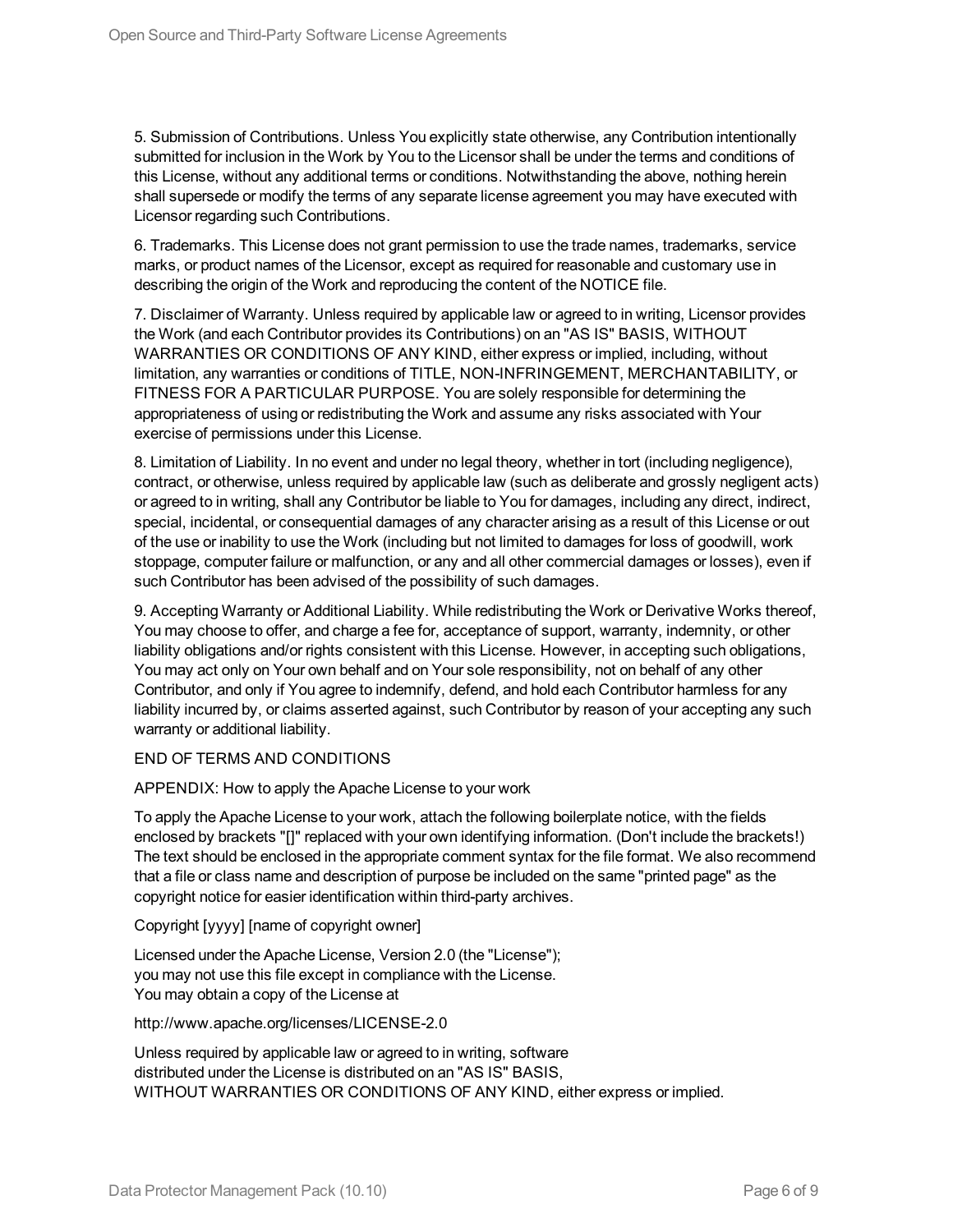5. Submission of Contributions. Unless You explicitly state otherwise, any Contribution intentionally submitted for inclusion in the Work by You to the Licensor shall be under the terms and conditions of this License, without any additional terms or conditions. Notwithstanding the above, nothing herein shall supersede or modify the terms of any separate license agreement you may have executed with Licensor regarding such Contributions.

6. Trademarks. This License does not grant permission to use the trade names, trademarks, service marks, or product names of the Licensor, except as required for reasonable and customary use in describing the origin of the Work and reproducing the content of the NOTICE file.

7. Disclaimer of Warranty. Unless required by applicable law or agreed to in writing, Licensor provides the Work (and each Contributor provides its Contributions) on an "AS IS" BASIS, WITHOUT WARRANTIES OR CONDITIONS OF ANY KIND, either express or implied, including, without limitation, any warranties or conditions of TITLE, NON-INFRINGEMENT, MERCHANTABILITY, or FITNESS FOR A PARTICULAR PURPOSE. You are solely responsible for determining the appropriateness of using or redistributing the Work and assume any risks associated with Your exercise of permissions under this License.

8. Limitation of Liability. In no event and under no legal theory, whether in tort (including negligence), contract, or otherwise, unless required by applicable law (such as deliberate and grossly negligent acts) or agreed to in writing, shall any Contributor be liable to You for damages, including any direct, indirect, special, incidental, or consequential damages of any character arising as a result of this License or out of the use or inability to use the Work (including but not limited to damages for loss of goodwill, work stoppage, computer failure or malfunction, or any and all other commercial damages or losses), even if such Contributor has been advised of the possibility of such damages.

9. Accepting Warranty or Additional Liability. While redistributing the Work or Derivative Works thereof, You may choose to offer, and charge a fee for, acceptance of support, warranty, indemnity, or other liability obligations and/or rights consistent with this License. However, in accepting such obligations, You may act only on Your own behalf and on Your sole responsibility, not on behalf of any other Contributor, and only if You agree to indemnify, defend, and hold each Contributor harmless for any liability incurred by, or claims asserted against, such Contributor by reason of your accepting any such warranty or additional liability.

END OF TERMS AND CONDITIONS

APPENDIX: How to apply the Apache License to your work

To apply the Apache License to your work, attach the following boilerplate notice, with the fields enclosed by brackets "[]" replaced with your own identifying information. (Don't include the brackets!) The text should be enclosed in the appropriate comment syntax for the file format. We also recommend that a file or class name and description of purpose be included on the same "printed page" as the copyright notice for easier identification within third-party archives.

Copyright [yyyy] [name of copyright owner]

Licensed under the Apache License, Version 2.0 (the "License");
you may not use this file except in compliance with the License.
You may obtain a copy of the License at

http://www.apache.org/licenses/LICENSE-2.0

Unless required by applicable law or agreed to in writing, software
distributed under the License is distributed on an "AS IS" BASIS,
WITHOUT WARRANTIES OR CONDITIONS OF ANY KIND, either express or implied.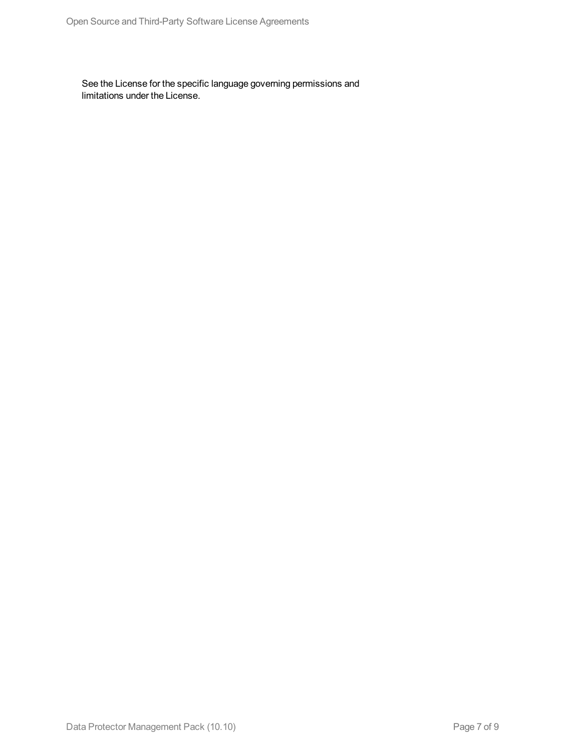See the License for the specific language governing permissions and limitations under the License.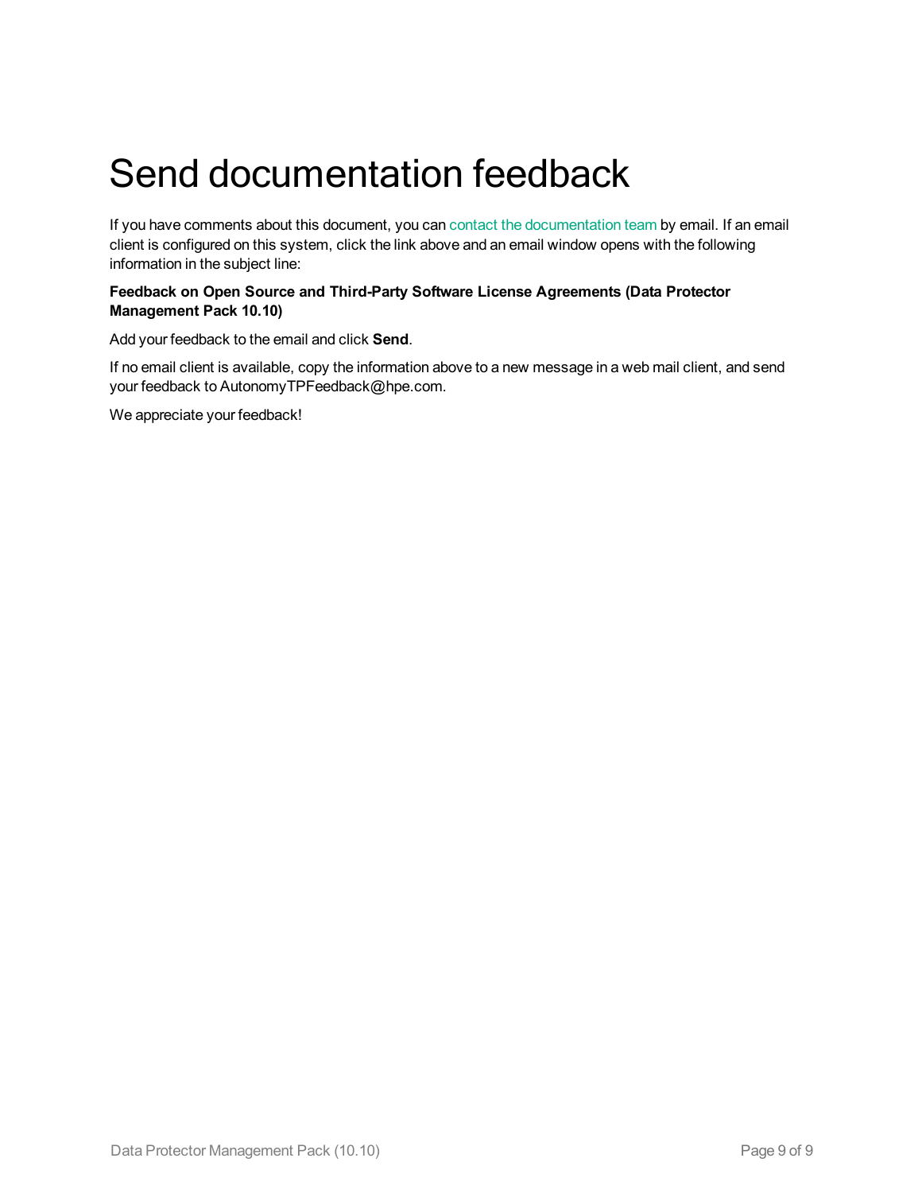# Send documentation feedback

If you have comments about this document, you can contact the documentation team by email. If an email client is configured on this system, click the link above and an email window opens with the following information in the subject line:

**Feedback on Open Source and Third-Party Software License Agreements (Data Protector Management Pack 10.10)**

Add your feedback to the email and click **Send**.

If no email client is available, copy the information above to a new message in a web mail client, and send your feedback to AutonomyTPFeedback@hpe.com.

We appreciate your feedback!